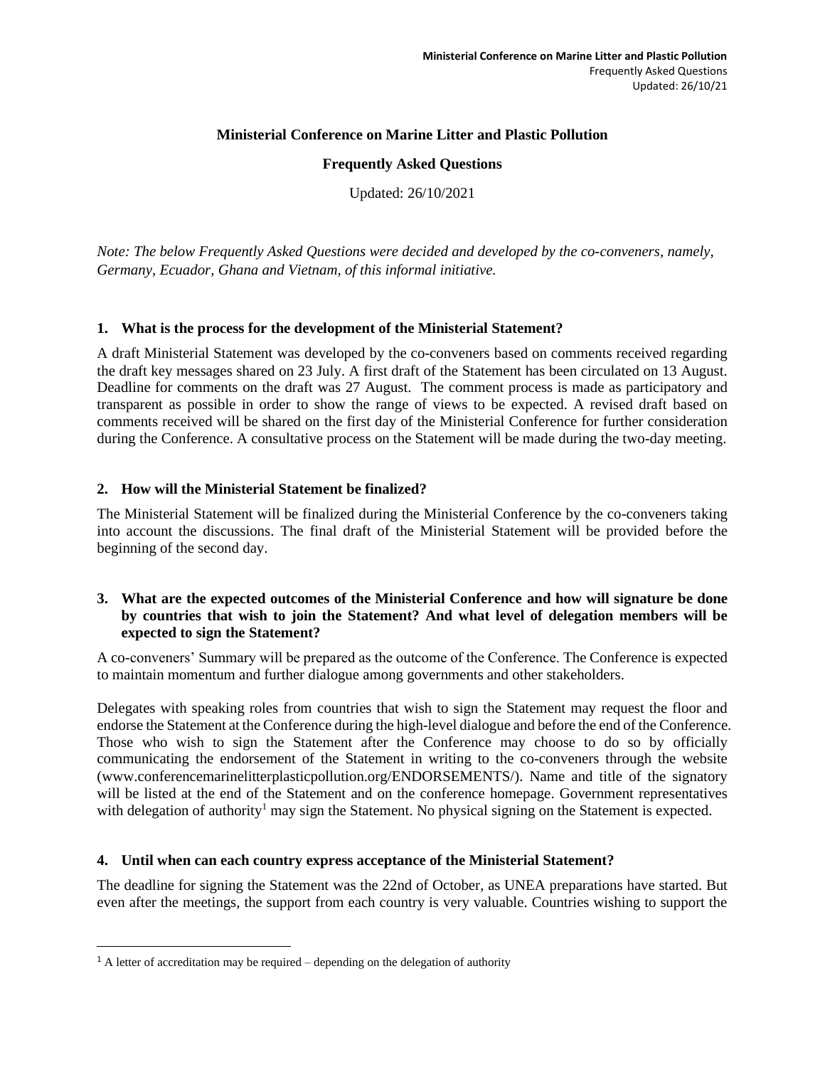**Ministerial Conference on Marine Litter and Plastic Pollution**

**Frequently Asked Questions**

Updated: 26/10/2021

*Note: The below Frequently Asked Questions were decided and developed by the co-conveners, namely, Germany, Ecuador, Ghana and Vietnam, of this informal initiative.*

### 1. What is the process for the development of the Ministerial Statement?

A draft Ministerial Statement was developed by the co-conveners based on comments received regarding the draft key messages shared on 23 July. A first draft of the Statement has been circulated on 13 August. Deadline for comments on the draft was 27 August. The comment process is made as participatory and transparent as possible in order to show the range of views to be expected. A revised draft based on comments received will be shared on the first day of the Ministerial Conference for further consideration during the Conference. A consultative process on the Statement will be made during the two-day meeting.

### 2. How will the Ministerial Statement be finalized?

The Ministerial Statement will be finalized during the Ministerial Conference by the co-conveners taking into account the discussions. The final draft of the Ministerial Statement will be provided before the beginning of the second day.

### 3. What are the expected outcomes of the Ministerial Conference and how will signature be done by countries that wish to join the Statement? And what level of delegation members will be expected to sign the Statement?

A co-conveners' Summary will be prepared as the outcome of the Conference. The Conference is expected to maintain momentum and further dialogue among governments and other stakeholders.

Delegates with speaking roles from countries that wish to sign the Statement may request the floor and endorse the Statement at the Conference during the high-level dialogue and before the end of the Conference. Those who wish to sign the Statement after the Conference may choose to do so by officially communicating the endorsement of the Statement in writing to the co-conveners through the website (www.conferencemarinelitterplasticpollution.org/ENDORSEMENTS/). Name and title of the signatory will be listed at the end of the Statement and on the conference homepage. Government representatives with delegation of authority[1] may sign the Statement. No physical signing on the Statement is expected.

### 4. Until when can each country express acceptance of the Ministerial Statement?

The deadline for signing the Statement was the 22nd of October, as UNEA preparations have started. But even after the meetings, the support from each country is very valuable. Countries wishing to support the

---

[1] A letter of accreditation may be required – depending on the delegation of authority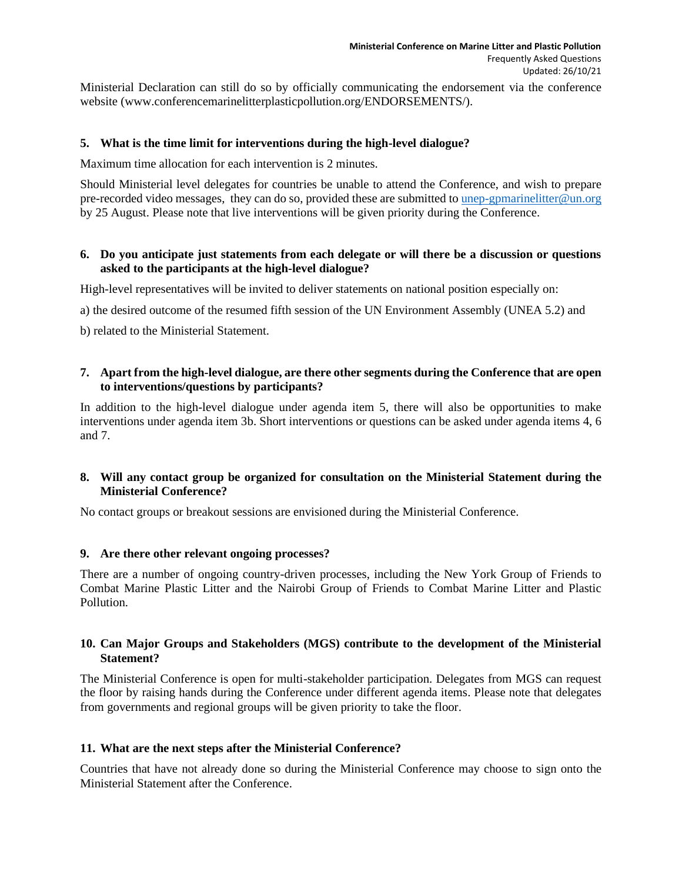Ministerial Declaration can still do so by officially communicating the endorsement via the conference website (www.conferencemarinelitterplasticpollution.org/ENDORSEMENTS/).

**5. What is the time limit for interventions during the high-level dialogue?**

Maximum time allocation for each intervention is 2 minutes.

Should Ministerial level delegates for countries be unable to attend the Conference, and wish to prepare pre-recorded video messages, they can do so, provided these are submitted to unep-gpmarinelitter@un.org by 25 August. Please note that live interventions will be given priority during the Conference.

**6. Do you anticipate just statements from each delegate or will there be a discussion or questions asked to the participants at the high-level dialogue?**

High-level representatives will be invited to deliver statements on national position especially on:

a) the desired outcome of the resumed fifth session of the UN Environment Assembly (UNEA 5.2) and

b) related to the Ministerial Statement.

**7. Apart from the high-level dialogue, are there other segments during the Conference that are open to interventions/questions by participants?**

In addition to the high-level dialogue under agenda item 5, there will also be opportunities to make interventions under agenda item 3b. Short interventions or questions can be asked under agenda items 4, 6 and 7.

**8. Will any contact group be organized for consultation on the Ministerial Statement during the Ministerial Conference?**

No contact groups or breakout sessions are envisioned during the Ministerial Conference.

**9. Are there other relevant ongoing processes?**

There are a number of ongoing country-driven processes, including the New York Group of Friends to Combat Marine Plastic Litter and the Nairobi Group of Friends to Combat Marine Litter and Plastic Pollution.

**10. Can Major Groups and Stakeholders (MGS) contribute to the development of the Ministerial Statement?**

The Ministerial Conference is open for multi-stakeholder participation. Delegates from MGS can request the floor by raising hands during the Conference under different agenda items. Please note that delegates from governments and regional groups will be given priority to take the floor.

**11. What are the next steps after the Ministerial Conference?**

Countries that have not already done so during the Ministerial Conference may choose to sign onto the Ministerial Statement after the Conference.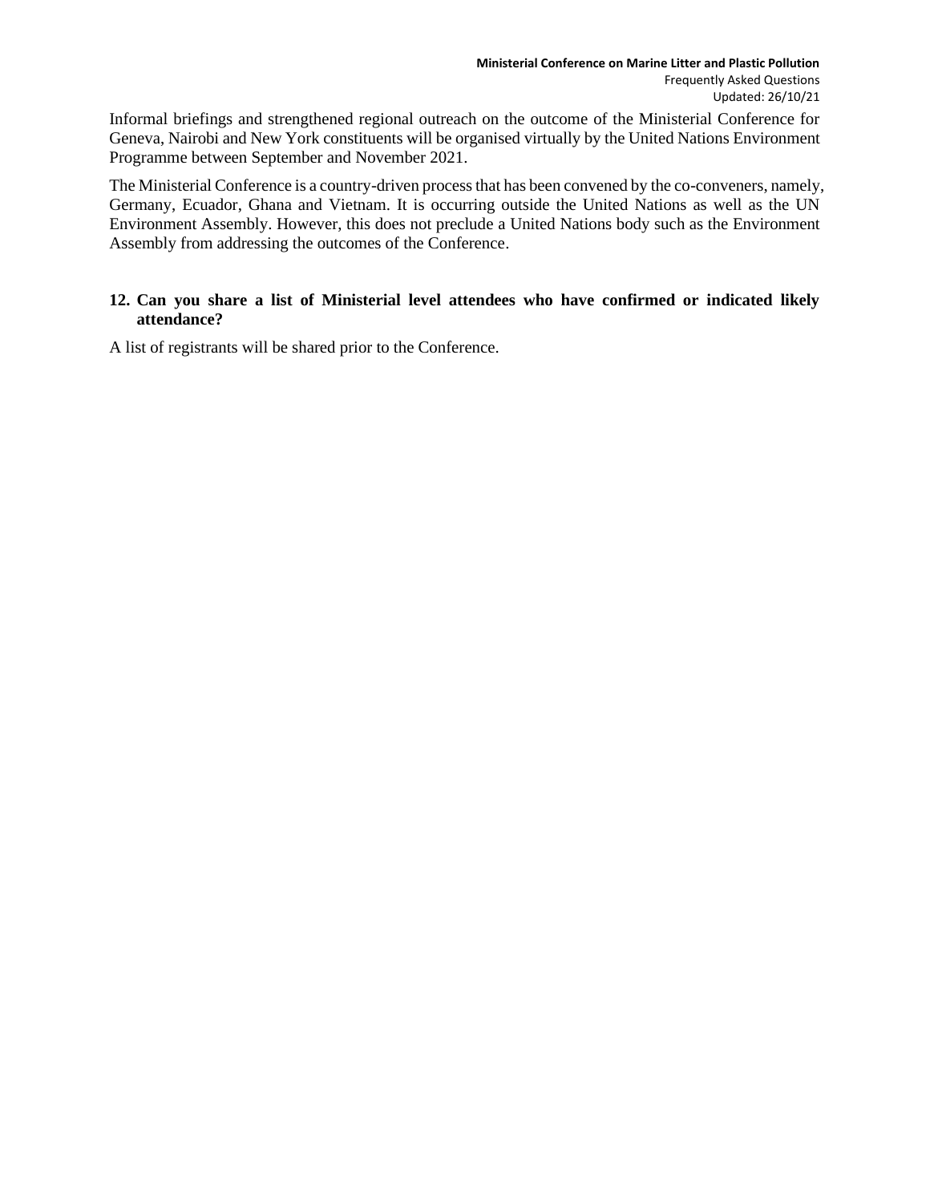Informal briefings and strengthened regional outreach on the outcome of the Ministerial Conference for Geneva, Nairobi and New York constituents will be organised virtually by the United Nations Environment Programme between September and November 2021.

The Ministerial Conference is a country-driven process that has been convened by the co-conveners, namely, Germany, Ecuador, Ghana and Vietnam. It is occurring outside the United Nations as well as the UN Environment Assembly. However, this does not preclude a United Nations body such as the Environment Assembly from addressing the outcomes of the Conference.

**12. Can you share a list of Ministerial level attendees who have confirmed or indicated likely attendance?**

A list of registrants will be shared prior to the Conference.